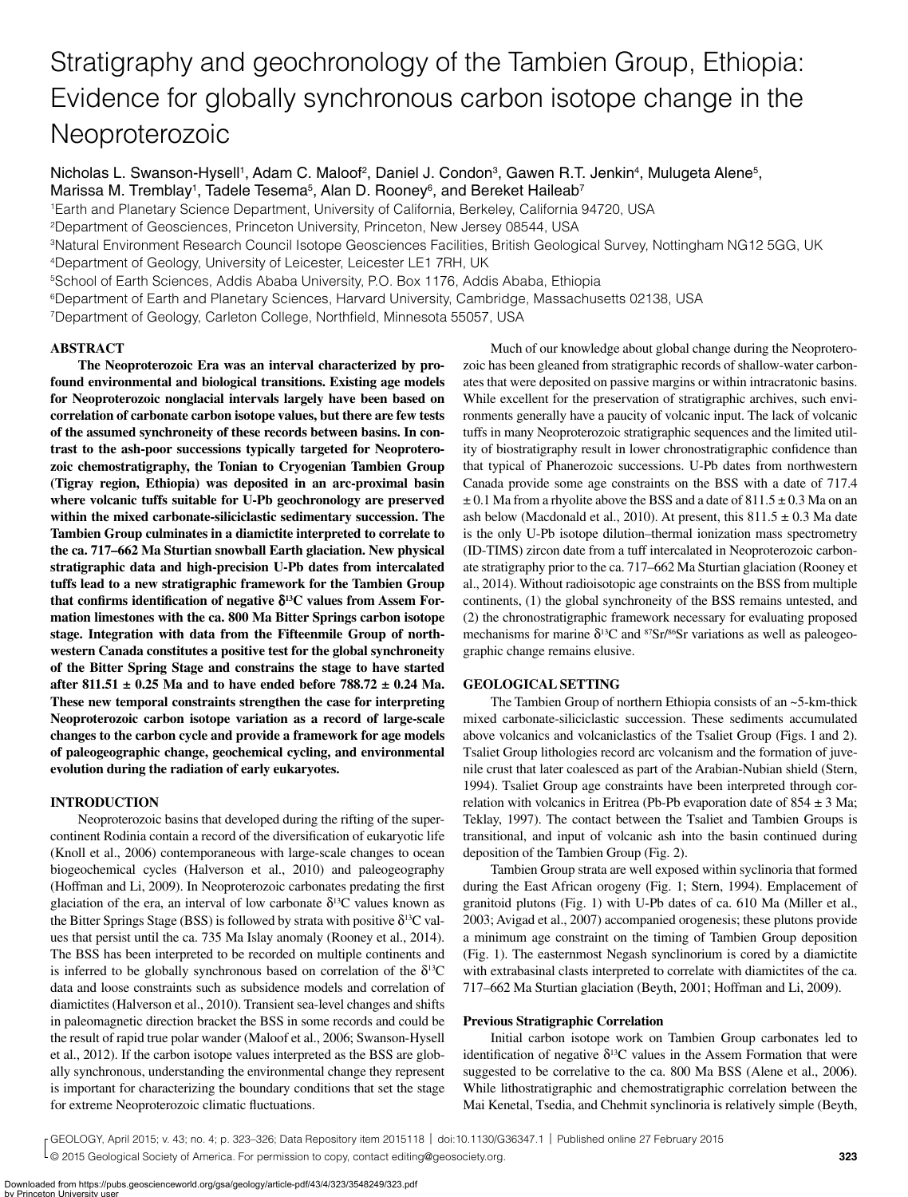# Stratigraphy and geochronology of the Tambien Group, Ethiopia: Evidence for globally synchronous carbon isotope change in the Neoproterozoic

Nicholas L. Swanson-Hysell[1], Adam C. Maloof[2], Daniel J. Condon[3], Gawen R.T. Jenkin[4], Mulugeta Alene[5], Marissa M. Tremblay[1], Tadele Tesema[5], Alan D. Rooney[6], and Bereket Haileab[7]

[1]Earth and Planetary Science Department, University of California, Berkeley, California 94720, USA
[2]Department of Geosciences, Princeton University, Princeton, New Jersey 08544, USA
[3]Natural Environment Research Council Isotope Geosciences Facilities, British Geological Survey, Nottingham NG12 5GG, UK
[4]Department of Geology, University of Leicester, Leicester LE1 7RH, UK
[5]School of Earth Sciences, Addis Ababa University, P.O. Box 1176, Addis Ababa, Ethiopia
[6]Department of Earth and Planetary Sciences, Harvard University, Cambridge, Massachusetts 02138, USA
[7]Department of Geology, Carleton College, Northfield, Minnesota 55057, USA

## ABSTRACT

**The Neoproterozoic Era was an interval characterized by profound environmental and biological transitions. Existing age models for Neoproterozoic nonglacial intervals largely have been based on correlation of carbonate carbon isotope values, but there are few tests of the assumed synchroneity of these records between basins. In contrast to the ash-poor successions typically targeted for Neoproterozoic chemostratigraphy, the Tonian to Cryogenian Tambien Group (Tigray region, Ethiopia) was deposited in an arc-proximal basin where volcanic tuffs suitable for U-Pb geochronology are preserved within the mixed carbonate-siliciclastic sedimentary succession. The Tambien Group culminates in a diamictite interpreted to correlate to the ca. 717–662 Ma Sturtian snowball Earth glaciation. New physical stratigraphic data and high-precision U-Pb dates from intercalated tuffs lead to a new stratigraphic framework for the Tambien Group that confirms identification of negative $\delta^{13}C$ values from Assem Formation limestones with the ca. 800 Ma Bitter Springs carbon isotope stage. Integration with data from the Fifteenmile Group of northwestern Canada constitutes a positive test for the global synchroneity of the Bitter Spring Stage and constrains the stage to have started after 811.51 ± 0.25 Ma and to have ended before 788.72 ± 0.24 Ma. These new temporal constraints strengthen the case for interpreting Neoproterozoic carbon isotope variation as a record of large-scale changes to the carbon cycle and provide a framework for age models of paleogeographic change, geochemical cycling, and environmental evolution during the radiation of early eukaryotes.**

## INTRODUCTION

Neoproterozoic basins that developed during the rifting of the supercontinent Rodinia contain a record of the diversification of eukaryotic life (Knoll et al., 2006) contemporaneous with large-scale changes to ocean biogeochemical cycles (Halverson et al., 2010) and paleogeography (Hoffman and Li, 2009). In Neoproterozoic carbonates predating the first glaciation of the era, an interval of low carbonate $\delta^{13}C$ values known as the Bitter Springs Stage (BSS) is followed by strata with positive $\delta^{13}C$ values that persist until the ca. 735 Ma Islay anomaly (Rooney et al., 2014). The BSS has been interpreted to be recorded on multiple continents and is inferred to be globally synchronous based on correlation of the $\delta^{13}C$ data and loose constraints such as subsidence models and correlation of diamictites (Halverson et al., 2010). Transient sea-level changes and shifts in paleomagnetic direction bracket the BSS in some records and could be the result of rapid true polar wander (Maloof et al., 2006; Swanson-Hysell et al., 2012). If the carbon isotope values interpreted as the BSS are globally synchronous, understanding the environmental change they represent is important for characterizing the boundary conditions that set the stage for extreme Neoproterozoic climatic fluctuations.

Much of our knowledge about global change during the Neoproterozoic has been gleaned from stratigraphic records of shallow-water carbonates that were deposited on passive margins or within intracratonic basins. While excellent for the preservation of stratigraphic archives, such environments generally have a paucity of volcanic input. The lack of volcanic tuffs in many Neoproterozoic stratigraphic sequences and the limited utility of biostratigraphy result in lower chronostratigraphic confidence than that typical of Phanerozoic successions. U-Pb dates from northwestern Canada provide some age constraints on the BSS with a date of 717.4 ± 0.1 Ma from a rhyolite above the BSS and a date of 811.5 ± 0.3 Ma on an ash below (Macdonald et al., 2010). At present, this 811.5 ± 0.3 Ma date is the only U-Pb isotope dilution–thermal ionization mass spectrometry (ID-TIMS) zircon date from a tuff intercalated in Neoproterozoic carbonate stratigraphy prior to the ca. 717–662 Ma Sturtian glaciation (Rooney et al., 2014). Without radioisotopic age constraints on the BSS from multiple continents, (1) the global synchroneity of the BSS remains untested, and (2) the chronostratigraphic framework necessary for evaluating proposed mechanisms for marine $\delta^{13}C$ and $^{87}Sr/^{86}Sr$ variations as well as paleogeographic change remains elusive.

## GEOLOGICAL SETTING

The Tambien Group of northern Ethiopia consists of an ~5-km-thick mixed carbonate-siliciclastic succession. These sediments accumulated above volcanics and volcaniclastics of the Tsaliet Group (Figs. 1 and 2). Tsaliet Group lithologies record arc volcanism and the formation of juvenile crust that later coalesced as part of the Arabian-Nubian shield (Stern, 1994). Tsaliet Group age constraints have been interpreted through correlation with volcanics in Eritrea (Pb-Pb evaporation date of 854 ± 3 Ma; Teklay, 1997). The contact between the Tsaliet and Tambien Groups is transitional, and input of volcanic ash into the basin continued during deposition of the Tambien Group (Fig. 2).

Tambien Group strata are well exposed within syclinoria that formed during the East African orogeny (Fig. 1; Stern, 1994). Emplacement of granitoid plutons (Fig. 1) with U-Pb dates of ca. 610 Ma (Miller et al., 2003; Avigad et al., 2007) accompanied orogenesis; these plutons provide a minimum age constraint on the timing of Tambien Group deposition (Fig. 1). The easternmost Negash synclinorium is cored by a diamictite with extrabasinal clasts interpreted to correlate with diamictites of the ca. 717–662 Ma Sturtian glaciation (Beyth, 2001; Hoffman and Li, 2009).

### Previous Stratigraphic Correlation

Initial carbon isotope work on Tambien Group carbonates led to identification of negative $\delta^{13}C$ values in the Assem Formation that were suggested to be correlative to the ca. 800 Ma BSS (Alene et al., 2006). While lithostratigraphic and chemostratigraphic correlation between the Mai Kenetal, Tsedia, and Chehmit synclinoria is relatively simple (Beyth,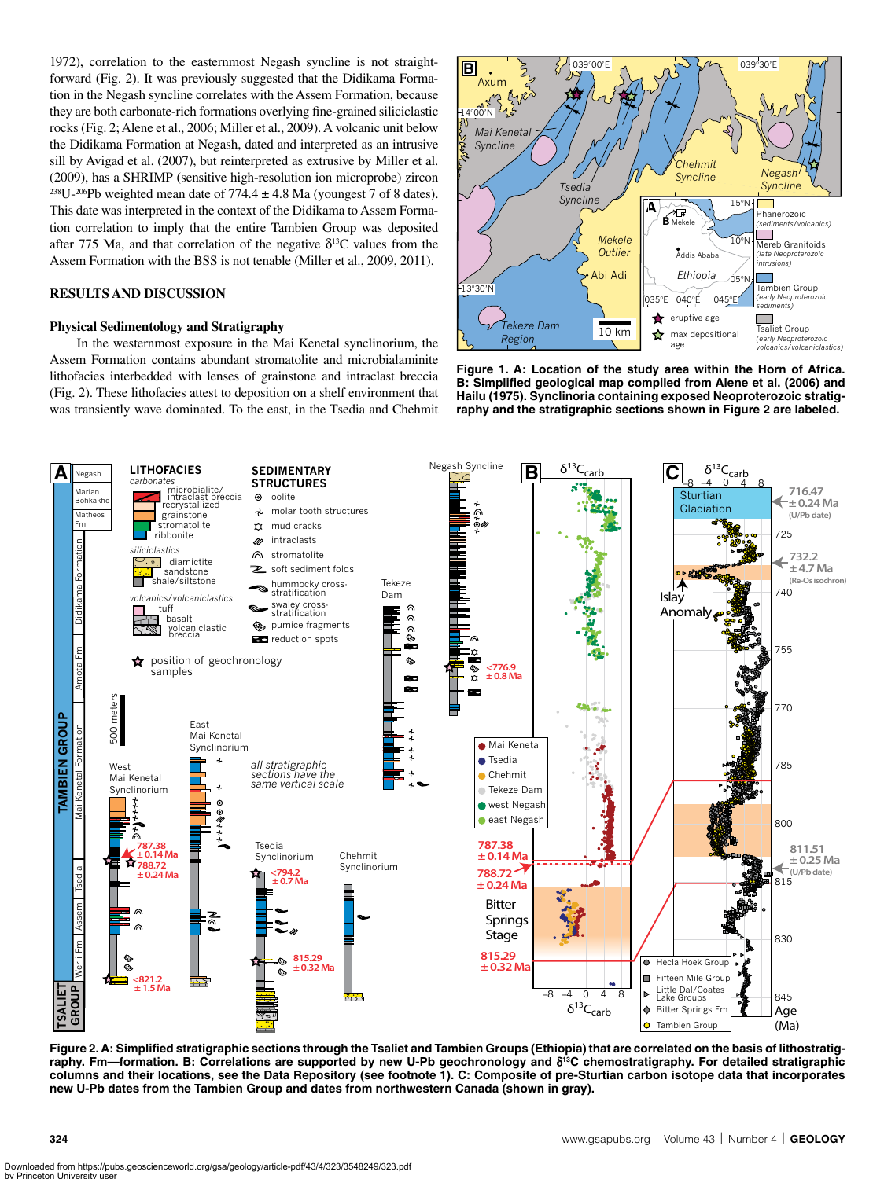1972), correlation to the easternmost Negash syncline is not straightforward (Fig. 2). It was previously suggested that the Didikama Formation in the Negash syncline correlates with the Assem Formation, because they are both carbonate-rich formations overlying fine-grained siliciclastic rocks (Fig. 2; Alene et al., 2006; Miller et al., 2009). A volcanic unit below the Didikama Formation at Negash, dated and interpreted as an intrusive sill by Avigad et al. (2007), but reinterpreted as extrusive by Miller et al. (2009), has a SHRIMP (sensitive high-resolution ion microprobe) zircon $^{238}U$-$^{206}Pb$ weighted mean date of 774.4 ± 4.8 Ma (youngest 7 of 8 dates). This date was interpreted in the context of the Didikama to Assem Formation correlation to imply that the entire Tambien Group was deposited after 775 Ma, and that correlation of the negative $\delta^{13}C$ values from the Assem Formation with the BSS is not tenable (Miller et al., 2009, 2011).

## RESULTS AND DISCUSSION

### Physical Sedimentology and Stratigraphy

In the westernmost exposure in the Mai Kenetal synclinorium, the Assem Formation contains abundant stromatolite and microbialaminite lithofacies interbedded with lenses of grainstone and intraclast breccia (Fig. 2). These lithofacies attest to deposition on a shelf environment that was transiently wave dominated. To the east, in the Tsedia and Chehmit

**Figure 1. A: Location of the study area within the Horn of Africa. B: Simplified geological map compiled from Alene et al. (2006) and Hailu (1975). Synclinoria containing exposed Neoproterozoic stratigraphy and the stratigraphic sections shown in Figure 2 are labeled.**

**Figure 2. A: Simplified stratigraphic sections through the Tsaliet and Tambien Groups (Ethiopia) that are correlated on the basis of lithostratigraphy. Fm—formation. B: Correlations are supported by new U-Pb geochronology and $\delta^{13}C$ chemostratigraphy. For detailed stratigraphic columns and their locations, see the Data Repository (see footnote 1). C: Composite of pre-Sturtian carbon isotope data that incorporates new U-Pb dates from the Tambien Group and dates from northwestern Canada (shown in gray).**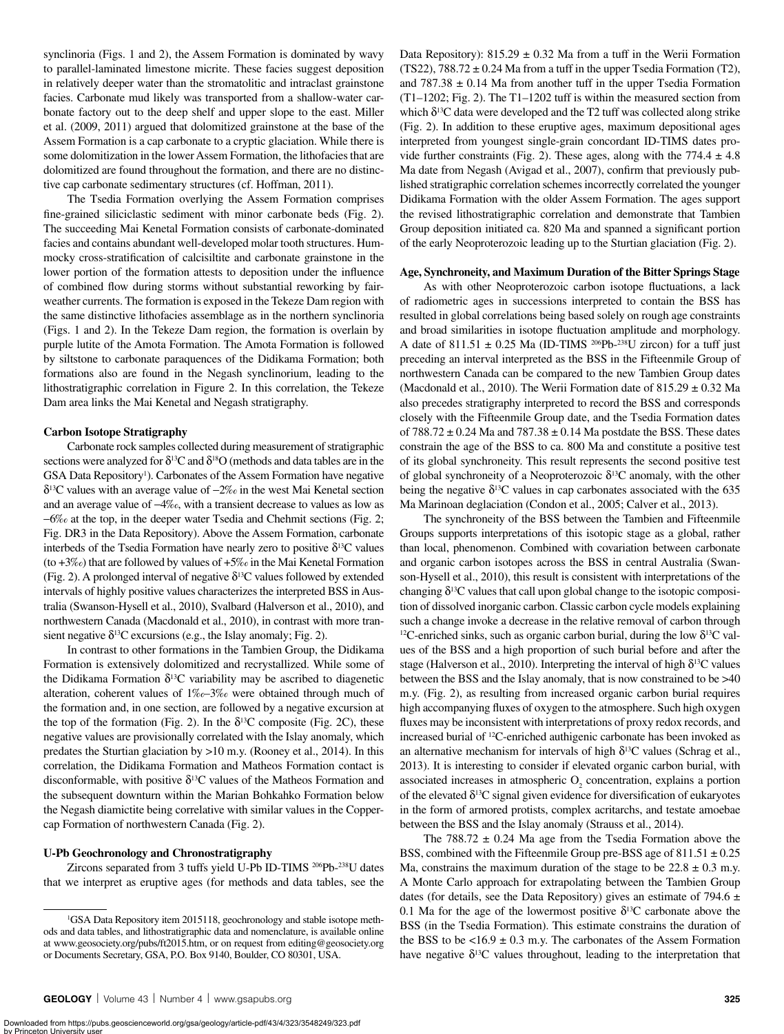synclinoria (Figs. 1 and 2), the Assem Formation is dominated by wavy to parallel-laminated limestone micrite. These facies suggest deposition in relatively deeper water than the stromatolitic and intraclast grainstone facies. Carbonate mud likely was transported from a shallow-water carbonate factory out to the deep shelf and upper slope to the east. Miller et al. (2009, 2011) argued that dolomitized grainstone at the base of the Assem Formation is a cap carbonate to a cryptic glaciation. While there is some dolomitization in the lower Assem Formation, the lithofacies that are dolomitized are found throughout the formation, and there are no distinctive cap carbonate sedimentary structures (cf. Hoffman, 2011).

The Tsedia Formation overlying the Assem Formation comprises fine-grained siliciclastic sediment with minor carbonate beds (Fig. 2). The succeeding Mai Kenetal Formation consists of carbonate-dominated facies and contains abundant well-developed molar tooth structures. Hummocky cross-stratification of calcisiltite and carbonate grainstone in the lower portion of the formation attests to deposition under the influence of combined flow during storms without substantial reworking by fair-weather currents. The formation is exposed in the Tekeze Dam region with the same distinctive lithofacies assemblage as in the northern synclinoria (Figs. 1 and 2). In the Tekeze Dam region, the formation is overlain by purple lutite of the Amota Formation. The Amota Formation is followed by siltstone to carbonate paraquences of the Didikama Formation; both formations also are found in the Negash synclinorium, leading to the lithostratigraphic correlation in Figure 2. In this correlation, the Tekeze Dam area links the Mai Kenetal and Negash stratigraphy.

#### Carbon Isotope Stratigraphy

Carbonate rock samples collected during measurement of stratigraphic sections were analyzed for $\delta^{13}C$ and $\delta^{18}O$ (methods and data tables are in the GSA Data Repository[1]). Carbonates of the Assem Formation have negative $\delta^{13}C$ values with an average value of –2‰ in the west Mai Kenetal section and an average value of –4‰, with a transient decrease to values as low as –6‰ at the top, in the deeper water Tsedia and Chehmit sections (Fig. 2; Fig. DR3 in the Data Repository). Above the Assem Formation, carbonate interbeds of the Tsedia Formation have nearly zero to positive $\delta^{13}C$ values (to +3‰) that are followed by values of +5‰ in the Mai Kenetal Formation (Fig. 2). A prolonged interval of negative $\delta^{13}C$ values followed by extended intervals of highly positive values characterizes the interpreted BSS in Australia (Swanson-Hysell et al., 2010), Svalbard (Halverson et al., 2010), and northwestern Canada (Macdonald et al., 2010), in contrast with more transient negative $\delta^{13}C$ excursions (e.g., the Islay anomaly; Fig. 2).

In contrast to other formations in the Tambien Group, the Didikama Formation is extensively dolomitized and recrystallized. While some of the Didikama Formation $\delta^{13}C$ variability may be ascribed to diagenetic alteration, coherent values of 1‰–3‰ were obtained through much of the formation and, in one section, are followed by a negative excursion at the top of the formation (Fig. 2). In the $\delta^{13}C$ composite (Fig. 2C), these negative values are provisionally correlated with the Islay anomaly, which predates the Sturtian glaciation by >10 m.y. (Rooney et al., 2014). In this correlation, the Didikama Formation and Matheos Formation contact is disconformable, with positive $\delta^{13}C$ values of the Matheos Formation and the subsequent downturn within the Marian Bohkahko Formation below the Negash diamictite being correlative with similar values in the Coppercap Formation of northwestern Canada (Fig. 2).

#### U-Pb Geochronology and Chronostratigraphy

Zircons separated from 3 tuffs yield U-Pb ID-TIMS $^{206}Pb$-$^{238}U$ dates that we interpret as eruptive ages (for methods and data tables, see the Data Repository): 815.29 ± 0.32 Ma from a tuff in the Werii Formation (TS22), 788.72 ± 0.24 Ma from a tuff in the upper Tsedia Formation (T2), and 787.38 ± 0.14 Ma from another tuff in the upper Tsedia Formation (T1–1202; Fig. 2). The T1–1202 tuff is within the measured section from which $\delta^{13}C$ data were developed and the T2 tuff was collected along strike (Fig. 2). In addition to these eruptive ages, maximum depositional ages interpreted from youngest single-grain concordant ID-TIMS dates provide further constraints (Fig. 2). These ages, along with the 774.4 ± 4.8 Ma date from Negash (Avigad et al., 2007), confirm that previously published stratigraphic correlation schemes incorrectly correlated the younger Didikama Formation with the older Assem Formation. The ages support the revised lithostratigraphic correlation and demonstrate that Tambien Group deposition initiated ca. 820 Ma and spanned a significant portion of the early Neoproterozoic leading up to the Sturtian glaciation (Fig. 2).

#### Age, Synchroneity, and Maximum Duration of the Bitter Springs Stage

As with other Neoproterozoic carbon isotope fluctuations, a lack of radiometric ages in successions interpreted to contain the BSS has resulted in global correlations being based solely on rough age constraints and broad similarities in isotope fluctuation amplitude and morphology. A date of 811.51 ± 0.25 Ma (ID-TIMS $^{206}Pb$-$^{238}U$ zircon) for a tuff just preceding an interval interpreted as the BSS in the Fifteenmile Group of northwestern Canada can be compared to the new Tambien Group dates (Macdonald et al., 2010). The Werii Formation date of 815.29 ± 0.32 Ma also precedes stratigraphy interpreted to record the BSS and corresponds closely with the Fifteenmile Group date, and the Tsedia Formation dates of 788.72 ± 0.24 Ma and 787.38 ± 0.14 Ma postdate the BSS. These dates constrain the age of the BSS to ca. 800 Ma and constitute a positive test of its global synchroneity. This result represents the second positive test of global synchroneity of a Neoproterozoic $\delta^{13}C$ anomaly, with the other being the negative $\delta^{13}C$ values in cap carbonates associated with the 635 Ma Marinoan deglaciation (Condon et al., 2005; Calver et al., 2013).

The synchroneity of the BSS between the Tambien and Fifteenmile Groups supports interpretations of this isotopic stage as a global, rather than local, phenomenon. Combined with covariation between carbonate and organic carbon isotopes across the BSS in central Australia (Swanson-Hysell et al., 2010), this result is consistent with interpretations of the changing $\delta^{13}C$ values that call upon global change to the isotopic composition of dissolved inorganic carbon. Classic carbon cycle models explaining such a change invoke a decrease in the relative removal of carbon through $^{12}C$-enriched sinks, such as organic carbon burial, during the low $\delta^{13}C$ values of the BSS and a high proportion of such burial before and after the stage (Halverson et al., 2010). Interpreting the interval of high $\delta^{13}C$ values between the BSS and the Islay anomaly, that is now constrained to be >40 m.y. (Fig. 2), as resulting from increased organic carbon burial requires high accompanying fluxes of oxygen to the atmosphere. Such high oxygen fluxes may be inconsistent with interpretations of proxy redox records, and increased burial of $^{12}C$-enriched authigenic carbonate has been invoked as an alternative mechanism for intervals of high $\delta^{13}C$ values (Schrag et al., 2013). It is interesting to consider if elevated organic carbon burial, with associated increases in atmospheric $O_2$ concentration, explains a portion of the elevated $\delta^{13}C$ signal given evidence for diversification of eukaryotes in the form of armored protists, complex acritarchs, and testate amoebae between the BSS and the Islay anomaly (Strauss et al., 2014).

The 788.72 ± 0.24 Ma age from the Tsedia Formation above the BSS, combined with the Fifteenmile Group pre-BSS age of 811.51 ± 0.25 Ma, constrains the maximum duration of the stage to be 22.8 ± 0.3 m.y. A Monte Carlo approach for extrapolating between the Tambien Group dates (for details, see the Data Repository) gives an estimate of 794.6 ± 0.1 Ma for the age of the lowermost positive $\delta^{13}C$ carbonate above the BSS (in the Tsedia Formation). This estimate constrains the duration of the BSS to be <16.9 ± 0.3 m.y. The carbonates of the Assem Formation have negative $\delta^{13}C$ values throughout, leading to the interpretation that

[1]GSA Data Repository item 2015118, geochronology and stable isotope methods and data tables, and lithostratigraphic data and nomenclature, is available online at www.geosociety.org/pubs/ft2015.htm, or on request from editing@geosociety.org or Documents Secretary, GSA, P.O. Box 9140, Boulder, CO 80301, USA.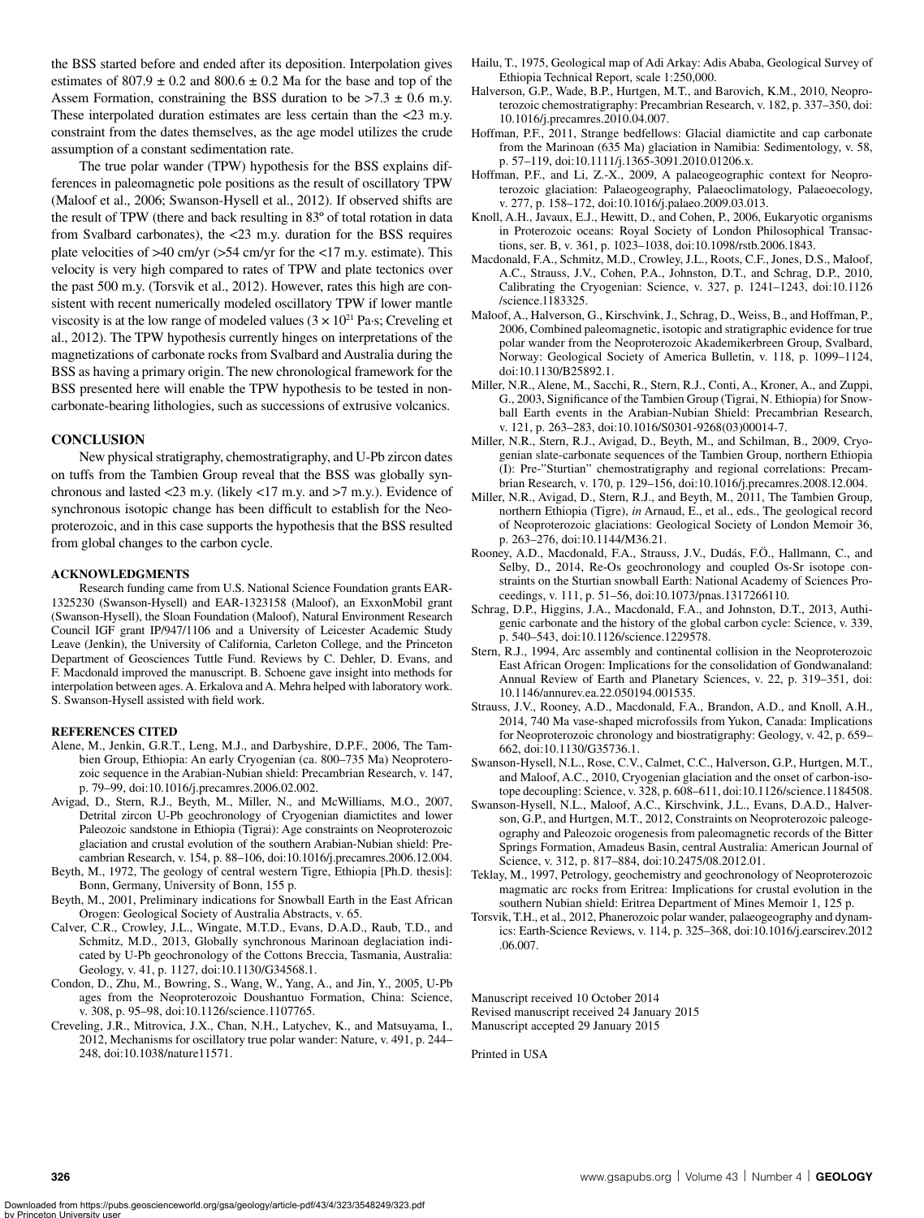the BSS started before and ended after its deposition. Interpolation gives estimates of 807.9 ± 0.2 and 800.6 ± 0.2 Ma for the base and top of the Assem Formation, constraining the BSS duration to be >7.3 ± 0.6 m.y. These interpolated duration estimates are less certain than the <23 m.y. constraint from the dates themselves, as the age model utilizes the crude assumption of a constant sedimentation rate.

The true polar wander (TPW) hypothesis for the BSS explains differences in paleomagnetic pole positions as the result of oscillatory TPW (Maloof et al., 2006; Swanson-Hysell et al., 2012). If observed shifts are the result of TPW (there and back resulting in 83º of total rotation in data from Svalbard carbonates), the <23 m.y. duration for the BSS requires plate velocities of >40 cm/yr (>54 cm/yr for the <17 m.y. estimate). This velocity is very high compared to rates of TPW and plate tectonics over the past 500 m.y. (Torsvik et al., 2012). However, rates this high are consistent with recent numerically modeled oscillatory TPW if lower mantle viscosity is at the low range of modeled values ($3 \times 10^{21}$ Pa·s; Creveling et al., 2012). The TPW hypothesis currently hinges on interpretations of the magnetizations of carbonate rocks from Svalbard and Australia during the BSS as having a primary origin. The new chronological framework for the BSS presented here will enable the TPW hypothesis to be tested in non-carbonate-bearing lithologies, such as successions of extrusive volcanics.

## CONCLUSION

New physical stratigraphy, chemostratigraphy, and U-Pb zircon dates on tuffs from the Tambien Group reveal that the BSS was globally synchronous and lasted <23 m.y. (likely <17 m.y. and >7 m.y.). Evidence of synchronous isotopic change has been difficult to establish for the Neoproterozoic, and in this case supports the hypothesis that the BSS resulted from global changes to the carbon cycle.

### ACKNOWLEDGMENTS

Research funding came from U.S. National Science Foundation grants EAR-1325230 (Swanson-Hysell) and EAR-1323158 (Maloof), an ExxonMobil grant (Swanson-Hysell), the Sloan Foundation (Maloof), Natural Environment Research Council IGF grant IP/947/1106 and a University of Leicester Academic Study Leave (Jenkin), the University of California, Carleton College, and the Princeton Department of Geosciences Tuttle Fund. Reviews by C. Dehler, D. Evans, and F. Macdonald improved the manuscript. B. Schoene gave insight into methods for interpolation between ages. A. Erkalova and A. Mehra helped with laboratory work. S. Swanson-Hysell assisted with field work.

### REFERENCES CITED

- Alene, M., Jenkin, G.R.T., Leng, M.J., and Darbyshire, D.P.F., 2006, The Tambien Group, Ethiopia: An early Cryogenian (ca. 800–735 Ma) Neoproterozoic sequence in the Arabian-Nubian shield: Precambrian Research, v. 147, p. 79–99, doi:10.1016/j.precamres.2006.02.002.
- Avigad, D., Stern, R.J., Beyth, M., Miller, N., and McWilliams, M.O., 2007, Detrital zircon U-Pb geochronology of Cryogenian diamictites and lower Paleozoic sandstone in Ethiopia (Tigrai): Age constraints on Neoproterozoic glaciation and crustal evolution of the southern Arabian-Nubian shield: Precambrian Research, v. 154, p. 88–106, doi:10.1016/j.precamres.2006.12.004.
- Beyth, M., 1972, The geology of central western Tigre, Ethiopia [Ph.D. thesis]: Bonn, Germany, University of Bonn, 155 p.
- Beyth, M., 2001, Preliminary indications for Snowball Earth in the East African Orogen: Geological Society of Australia Abstracts, v. 65.
- Calver, C.R., Crowley, J.L., Wingate, M.T.D., Evans, D.A.D., Raub, T.D., and Schmitz, M.D., 2013, Globally synchronous Marinoan deglaciation indicated by U-Pb geochronology of the Cottons Breccia, Tasmania, Australia: Geology, v. 41, p. 1127, doi:10.1130/G34568.1.
- Condon, D., Zhu, M., Bowring, S., Wang, W., Yang, A., and Jin, Y., 2005, U-Pb ages from the Neoproterozoic Doushantuo Formation, China: Science, v. 308, p. 95–98, doi:10.1126/science.1107765.
- Creveling, J.R., Mitrovica, J.X., Chan, N.H., Latychev, K., and Matsuyama, I., 2012, Mechanisms for oscillatory true polar wander: Nature, v. 491, p. 244–248, doi:10.1038/nature11571.
- Hailu, T., 1975, Geological map of Adi Arkay: Adis Ababa, Geological Survey of Ethiopia Technical Report, scale 1:250,000.
- Halverson, G.P., Wade, B.P., Hurtgen, M.T., and Barovich, K.M., 2010, Neoproterozoic chemostratigraphy: Precambrian Research, v. 182, p. 337–350, doi:10.1016/j.precamres.2010.04.007.
- Hoffman, P.F., 2011, Strange bedfellows: Glacial diamictite and cap carbonate from the Marinoan (635 Ma) glaciation in Namibia: Sedimentology, v. 58, p. 57–119, doi:10.1111/j.1365-3091.2010.01206.x.
- Hoffman, P.F., and Li, Z.-X., 2009, A palaeogeographic context for Neoproterozoic glaciation: Palaeogeography, Palaeoclimatology, Palaeoecology, v. 277, p. 158–172, doi:10.1016/j.palaeo.2009.03.013.
- Knoll, A.H., Javaux, E.J., Hewitt, D., and Cohen, P., 2006, Eukaryotic organisms in Proterozoic oceans: Royal Society of London Philosophical Transactions, ser. B, v. 361, p. 1023–1038, doi:10.1098/rstb.2006.1843.
- Macdonald, F.A., Schmitz, M.D., Crowley, J.L., Roots, C.F., Jones, D.S., Maloof, A.C., Strauss, J.V., Cohen, P.A., Johnston, D.T., and Schrag, D.P., 2010, Calibrating the Cryogenian: Science, v. 327, p. 1241–1243, doi:10.1126/science.1183325.
- Maloof, A., Halverson, G., Kirschvink, J., Schrag, D., Weiss, B., and Hoffman, P., 2006, Combined paleomagnetic, isotopic and stratigraphic evidence for true polar wander from the Neoproterozoic Akademikerbreen Group, Svalbard, Norway: Geological Society of America Bulletin, v. 118, p. 1099–1124, doi:10.1130/B25892.1.
- Miller, N.R., Alene, M., Sacchi, R., Stern, R.J., Conti, A., Kroner, A., and Zuppi, G., 2003, Significance of the Tambien Group (Tigrai, N. Ethiopia) for Snowball Earth events in the Arabian-Nubian Shield: Precambrian Research, v. 121, p. 263–283, doi:10.1016/S0301-9268(03)00014-7.
- Miller, N.R., Stern, R.J., Avigad, D., Beyth, M., and Schilman, B., 2009, Cryogenian slate-carbonate sequences of the Tambien Group, northern Ethiopia (I): Pre-"Sturtian" chemostratigraphy and regional correlations: Precambrian Research, v. 170, p. 129–156, doi:10.1016/j.precamres.2008.12.004.
- Miller, N.R., Avigad, D., Stern, R.J., and Beyth, M., 2011, The Tambien Group, northern Ethiopia (Tigre), *in* Arnaud, E., et al., eds., The geological record of Neoproterozoic glaciations: Geological Society of London Memoir 36, p. 263–276, doi:10.1144/M36.21.
- Rooney, A.D., Macdonald, F.A., Strauss, J.V., Dudás, F.Ö., Hallmann, C., and Selby, D., 2014, Re-Os geochronology and coupled Os-Sr isotope constraints on the Sturtian snowball Earth: National Academy of Sciences Proceedings, v. 111, p. 51–56, doi:10.1073/pnas.1317266110.
- Schrag, D.P., Higgins, J.A., Macdonald, F.A., and Johnston, D.T., 2013, Authigenic carbonate and the history of the global carbon cycle: Science, v. 339, p. 540–543, doi:10.1126/science.1229578.
- Stern, R.J., 1994, Arc assembly and continental collision in the Neoproterozoic East African Orogen: Implications for the consolidation of Gondwanaland: Annual Review of Earth and Planetary Sciences, v. 22, p. 319–351, doi:10.1146/annurev.ea.22.050194.001535.
- Strauss, J.V., Rooney, A.D., Macdonald, F.A., Brandon, A.D., and Knoll, A.H., 2014, 740 Ma vase-shaped microfossils from Yukon, Canada: Implications for Neoproterozoic chronology and biostratigraphy: Geology, v. 42, p. 659–662, doi:10.1130/G35736.1.
- Swanson-Hysell, N.L., Rose, C.V., Calmet, C.C., Halverson, G.P., Hurtgen, M.T., and Maloof, A.C., 2010, Cryogenian glaciation and the onset of carbon-isotope decoupling: Science, v. 328, p. 608–611, doi:10.1126/science.1184508.
- Swanson-Hysell, N.L., Maloof, A.C., Kirschvink, J.L., Evans, D.A.D., Halverson, G.P., and Hurtgen, M.T., 2012, Constraints on Neoproterozoic paleogeography and Paleozoic orogenesis from paleomagnetic records of the Bitter Springs Formation, Amadeus Basin, central Australia: American Journal of Science, v. 312, p. 817–884, doi:10.2475/08.2012.01.
- Teklay, M., 1997, Petrology, geochemistry and geochronology of Neoproterozoic magmatic arc rocks from Eritrea: Implications for crustal evolution in the southern Nubian shield: Eritrea Department of Mines Memoir 1, 125 p.
- Torsvik, T.H., et al., 2012, Phanerozoic polar wander, palaeogeography and dynamics: Earth-Science Reviews, v. 114, p. 325–368, doi:10.1016/j.earscirev.2012.06.007.

Manuscript received 10 October 2014
Revised manuscript received 24 January 2015
Manuscript accepted 29 January 2015

Printed in USA